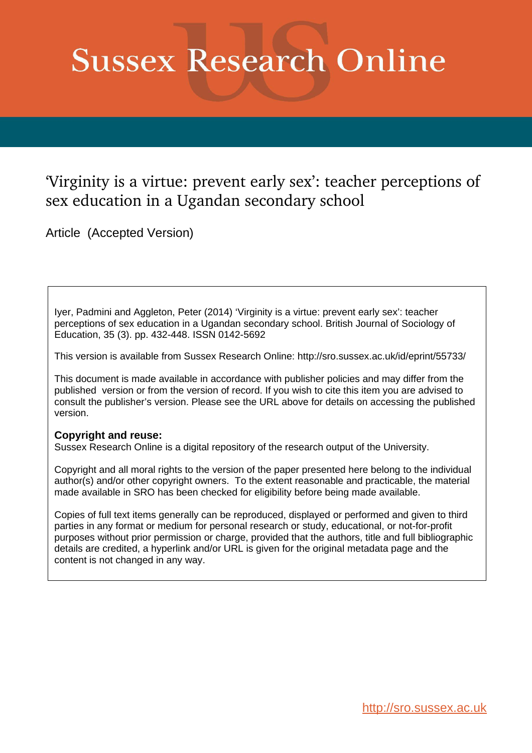# Sussex Research Online

## 'Virginity is a virtue: prevent early sex': teacher perceptions of sex education in a Ugandan secondary school

Article (Accepted Version)

Iyer, Padmini and Aggleton, Peter (2014) 'Virginity is a virtue: prevent early sex': teacher perceptions of sex education in a Ugandan secondary school. British Journal of Sociology of Education, 35 (3). pp. 432-448. ISSN 0142-5692

This version is available from Sussex Research Online: http://sro.sussex.ac.uk/id/eprint/55733/

This document is made available in accordance with publisher policies and may differ from the published version or from the version of record. If you wish to cite this item you are advised to consult the publisher's version. Please see the URL above for details on accessing the published version.

**Copyright and reuse:**
Sussex Research Online is a digital repository of the research output of the University.

Copyright and all moral rights to the version of the paper presented here belong to the individual author(s) and/or other copyright owners. To the extent reasonable and practicable, the material made available in SRO has been checked for eligibility before being made available.

Copies of full text items generally can be reproduced, displayed or performed and given to third parties in any format or medium for personal research or study, educational, or not-for-profit purposes without prior permission or charge, provided that the authors, title and full bibliographic details are credited, a hyperlink and/or URL is given for the original metadata page and the content is not changed in any way.

http://sro.sussex.ac.uk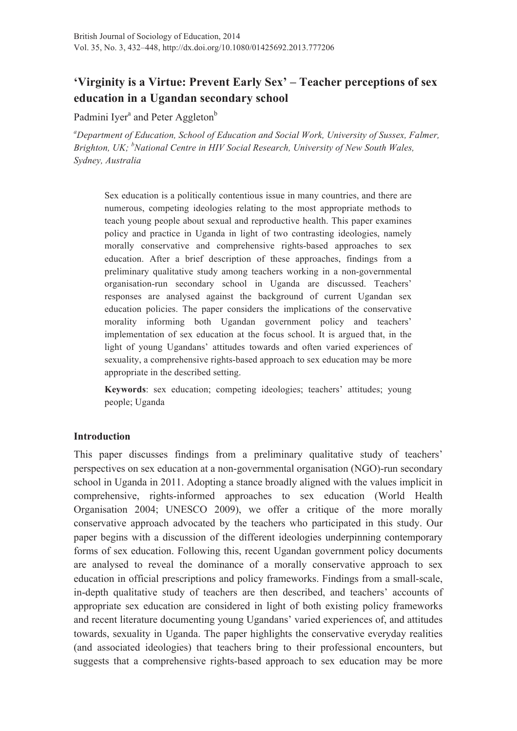# 'Virginity is a Virtue: Prevent Early Sex' – Teacher perceptions of sex education in a Ugandan secondary school

Padmini Iyer[a] and Peter Aggleton[b]

[a]*Department of Education, School of Education and Social Work, University of Sussex, Falmer, Brighton, UK;* [b]*National Centre in HIV Social Research, University of New South Wales, Sydney, Australia*

> Sex education is a politically contentious issue in many countries, and there are numerous, competing ideologies relating to the most appropriate methods to teach young people about sexual and reproductive health. This paper examines policy and practice in Uganda in light of two contrasting ideologies, namely morally conservative and comprehensive rights-based approaches to sex education. After a brief description of these approaches, findings from a preliminary qualitative study among teachers working in a non-governmental organisation-run secondary school in Uganda are discussed. Teachers' responses are analysed against the background of current Ugandan sex education policies. The paper considers the implications of the conservative morality informing both Ugandan government policy and teachers' implementation of sex education at the focus school. It is argued that, in the light of young Ugandans' attitudes towards and often varied experiences of sexuality, a comprehensive rights-based approach to sex education may be more appropriate in the described setting.
>
> **Keywords**: sex education; competing ideologies; teachers' attitudes; young people; Uganda

## Introduction

This paper discusses findings from a preliminary qualitative study of teachers' perspectives on sex education at a non-governmental organisation (NGO)-run secondary school in Uganda in 2011. Adopting a stance broadly aligned with the values implicit in comprehensive, rights-informed approaches to sex education (World Health Organisation 2004; UNESCO 2009), we offer a critique of the more morally conservative approach advocated by the teachers who participated in this study. Our paper begins with a discussion of the different ideologies underpinning contemporary forms of sex education. Following this, recent Ugandan government policy documents are analysed to reveal the dominance of a morally conservative approach to sex education in official prescriptions and policy frameworks. Findings from a small-scale, in-depth qualitative study of teachers are then described, and teachers' accounts of appropriate sex education are considered in light of both existing policy frameworks and recent literature documenting young Ugandans' varied experiences of, and attitudes towards, sexuality in Uganda. The paper highlights the conservative everyday realities (and associated ideologies) that teachers bring to their professional encounters, but suggests that a comprehensive rights-based approach to sex education may be more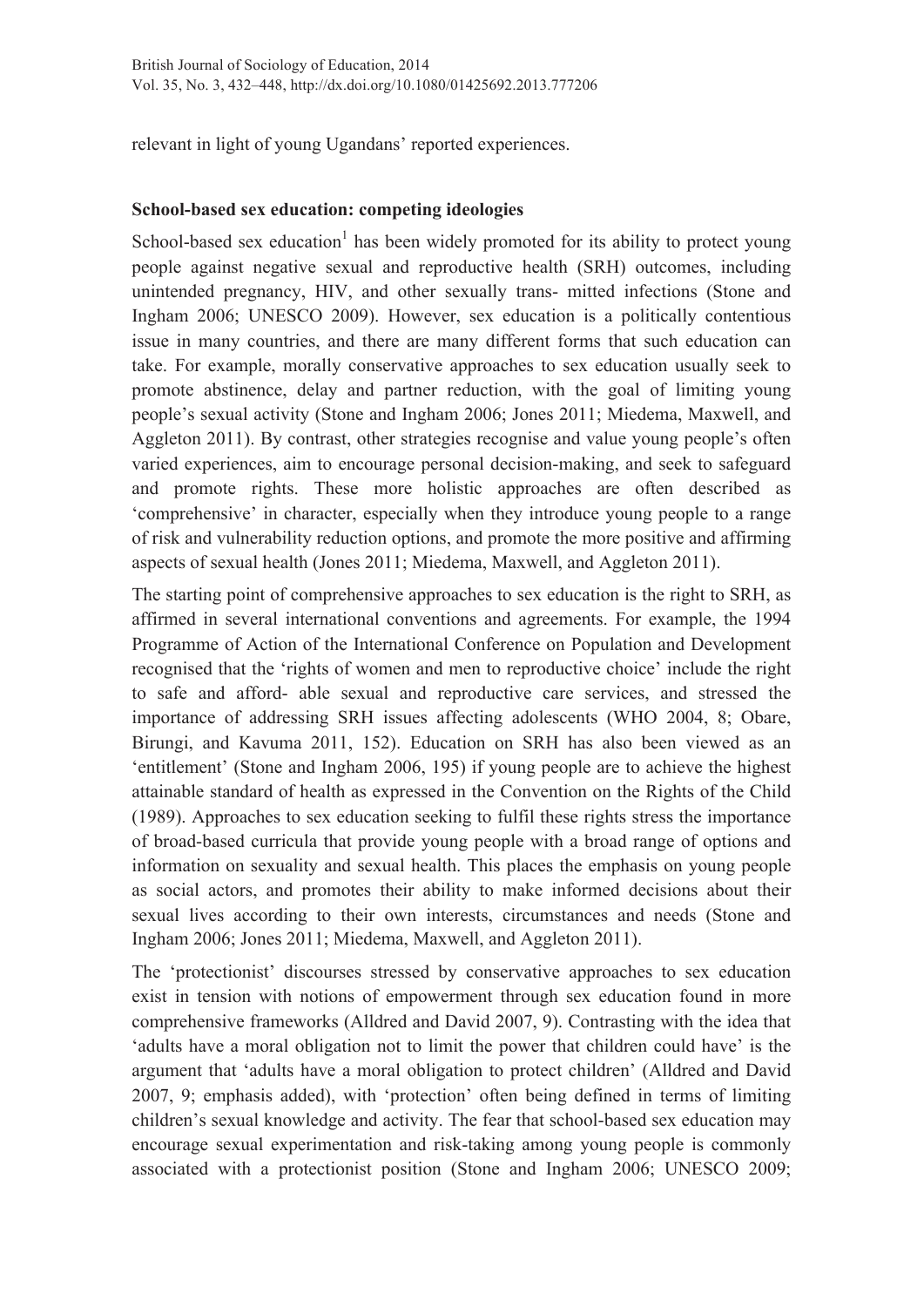relevant in light of young Ugandans' reported experiences.

## School-based sex education: competing ideologies

School-based sex education[1] has been widely promoted for its ability to protect young people against negative sexual and reproductive health (SRH) outcomes, including unintended pregnancy, HIV, and other sexually trans- mitted infections (Stone and Ingham 2006; UNESCO 2009). However, sex education is a politically contentious issue in many countries, and there are many different forms that such education can take. For example, morally conservative approaches to sex education usually seek to promote abstinence, delay and partner reduction, with the goal of limiting young people's sexual activity (Stone and Ingham 2006; Jones 2011; Miedema, Maxwell, and Aggleton 2011). By contrast, other strategies recognise and value young people's often varied experiences, aim to encourage personal decision-making, and seek to safeguard and promote rights. These more holistic approaches are often described as 'comprehensive' in character, especially when they introduce young people to a range of risk and vulnerability reduction options, and promote the more positive and affirming aspects of sexual health (Jones 2011; Miedema, Maxwell, and Aggleton 2011).

The starting point of comprehensive approaches to sex education is the right to SRH, as affirmed in several international conventions and agreements. For example, the 1994 Programme of Action of the International Conference on Population and Development recognised that the 'rights of women and men to reproductive choice' include the right to safe and afford- able sexual and reproductive care services, and stressed the importance of addressing SRH issues affecting adolescents (WHO 2004, 8; Obare, Birungi, and Kavuma 2011, 152). Education on SRH has also been viewed as an 'entitlement' (Stone and Ingham 2006, 195) if young people are to achieve the highest attainable standard of health as expressed in the Convention on the Rights of the Child (1989). Approaches to sex education seeking to fulfil these rights stress the importance of broad-based curricula that provide young people with a broad range of options and information on sexuality and sexual health. This places the emphasis on young people as social actors, and promotes their ability to make informed decisions about their sexual lives according to their own interests, circumstances and needs (Stone and Ingham 2006; Jones 2011; Miedema, Maxwell, and Aggleton 2011).

The 'protectionist' discourses stressed by conservative approaches to sex education exist in tension with notions of empowerment through sex education found in more comprehensive frameworks (Alldred and David 2007, 9). Contrasting with the idea that 'adults have a moral obligation not to limit the power that children could have' is the argument that 'adults have a moral obligation to protect children' (Alldred and David 2007, 9; emphasis added), with 'protection' often being defined in terms of limiting children's sexual knowledge and activity. The fear that school-based sex education may encourage sexual experimentation and risk-taking among young people is commonly associated with a protectionist position (Stone and Ingham 2006; UNESCO 2009;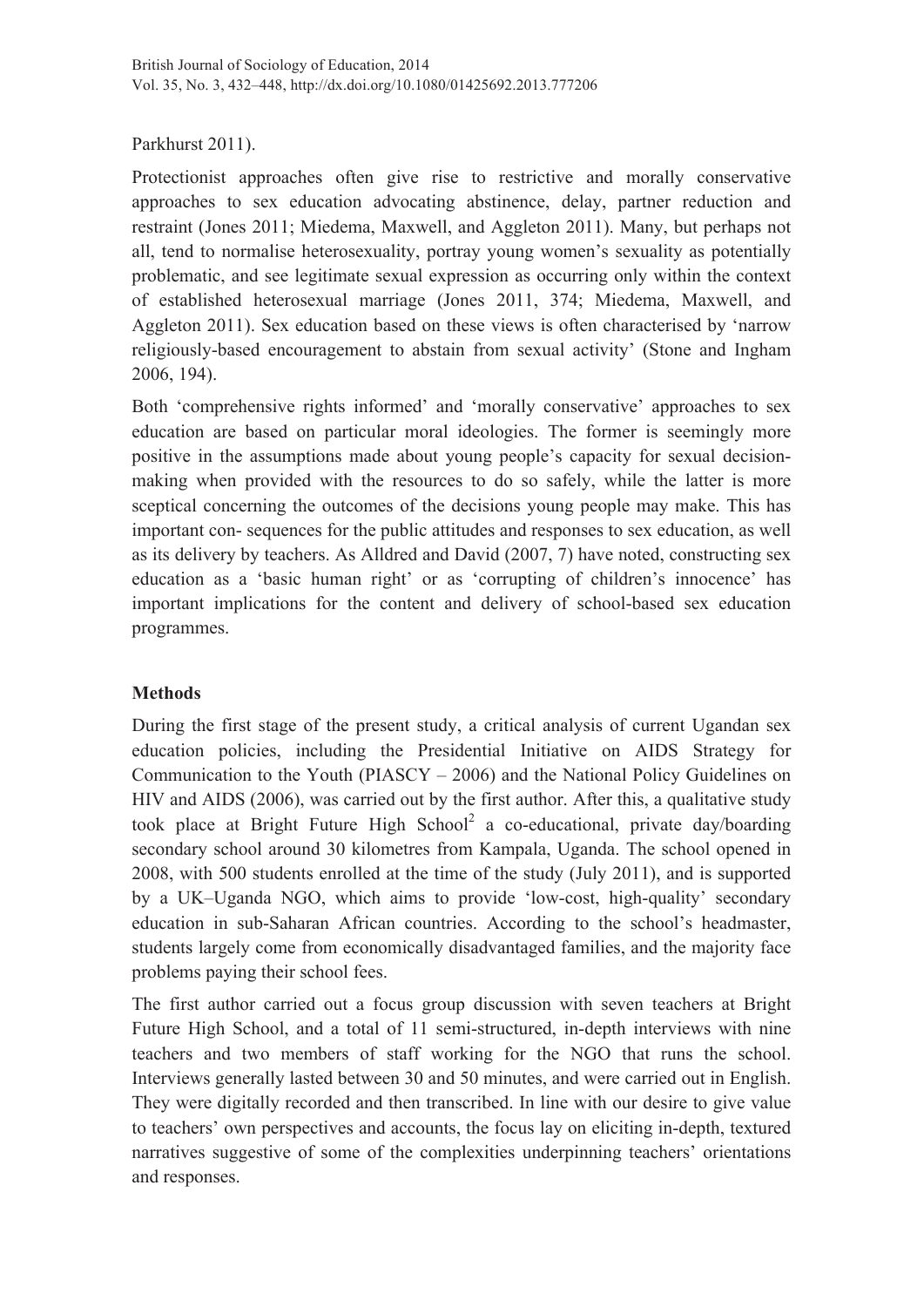Parkhurst 2011).

Protectionist approaches often give rise to restrictive and morally conservative approaches to sex education advocating abstinence, delay, partner reduction and restraint (Jones 2011; Miedema, Maxwell, and Aggleton 2011). Many, but perhaps not all, tend to normalise heterosexuality, portray young women's sexuality as potentially problematic, and see legitimate sexual expression as occurring only within the context of established heterosexual marriage (Jones 2011, 374; Miedema, Maxwell, and Aggleton 2011). Sex education based on these views is often characterised by 'narrow religiously-based encouragement to abstain from sexual activity' (Stone and Ingham 2006, 194).

Both 'comprehensive rights informed' and 'morally conservative' approaches to sex education are based on particular moral ideologies. The former is seemingly more positive in the assumptions made about young people's capacity for sexual decision-making when provided with the resources to do so safely, while the latter is more sceptical concerning the outcomes of the decisions young people may make. This has important con- sequences for the public attitudes and responses to sex education, as well as its delivery by teachers. As Alldred and David (2007, 7) have noted, constructing sex education as a 'basic human right' or as 'corrupting of children's innocence' has important implications for the content and delivery of school-based sex education programmes.

## Methods

During the first stage of the present study, a critical analysis of current Ugandan sex education policies, including the Presidential Initiative on AIDS Strategy for Communication to the Youth (PIASCY – 2006) and the National Policy Guidelines on HIV and AIDS (2006), was carried out by the first author. After this, a qualitative study took place at Bright Future High School[2] a co-educational, private day/boarding secondary school around 30 kilometres from Kampala, Uganda. The school opened in 2008, with 500 students enrolled at the time of the study (July 2011), and is supported by a UK–Uganda NGO, which aims to provide 'low-cost, high-quality' secondary education in sub-Saharan African countries. According to the school's headmaster, students largely come from economically disadvantaged families, and the majority face problems paying their school fees.

The first author carried out a focus group discussion with seven teachers at Bright Future High School, and a total of 11 semi-structured, in-depth interviews with nine teachers and two members of staff working for the NGO that runs the school. Interviews generally lasted between 30 and 50 minutes, and were carried out in English. They were digitally recorded and then transcribed. In line with our desire to give value to teachers' own perspectives and accounts, the focus lay on eliciting in-depth, textured narratives suggestive of some of the complexities underpinning teachers' orientations and responses.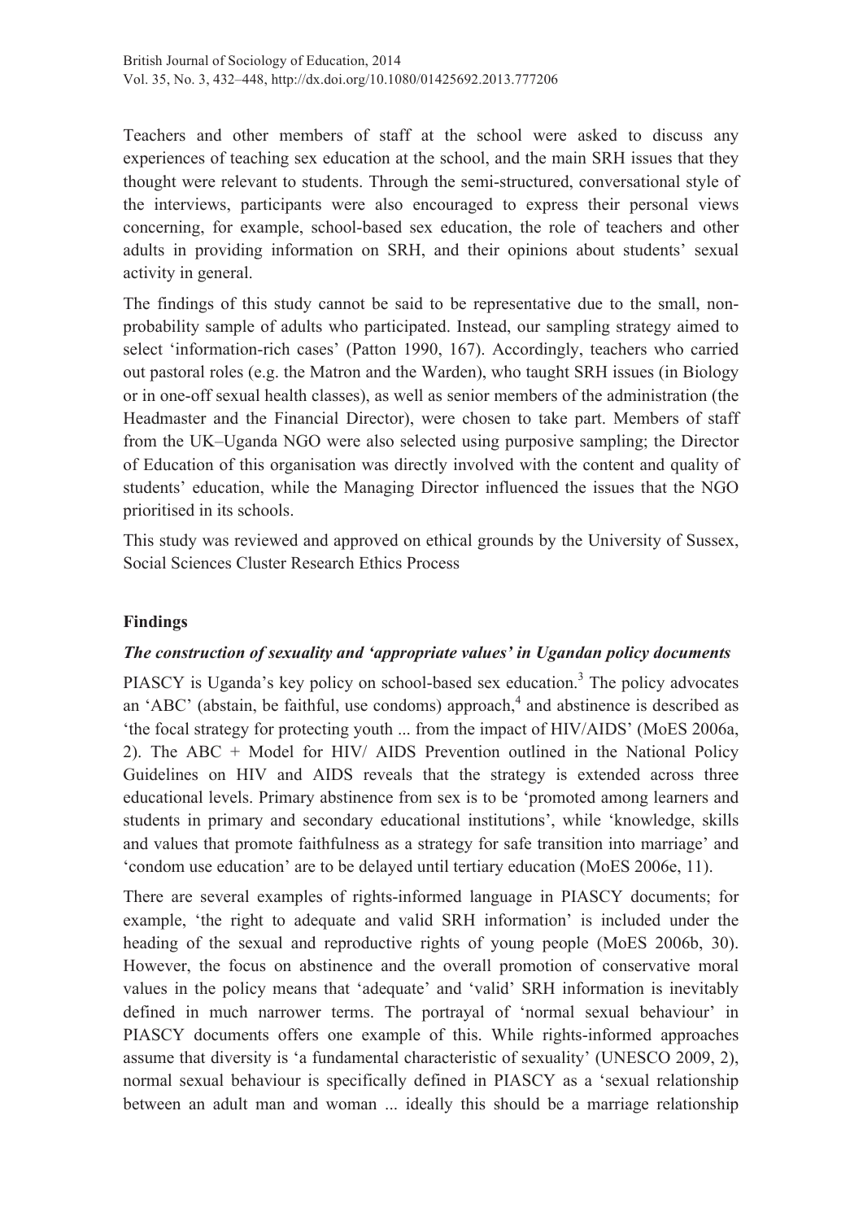Teachers and other members of staff at the school were asked to discuss any experiences of teaching sex education at the school, and the main SRH issues that they thought were relevant to students. Through the semi-structured, conversational style of the interviews, participants were also encouraged to express their personal views concerning, for example, school-based sex education, the role of teachers and other adults in providing information on SRH, and their opinions about students' sexual activity in general.

The findings of this study cannot be said to be representative due to the small, non-probability sample of adults who participated. Instead, our sampling strategy aimed to select 'information-rich cases' (Patton 1990, 167). Accordingly, teachers who carried out pastoral roles (e.g. the Matron and the Warden), who taught SRH issues (in Biology or in one-off sexual health classes), as well as senior members of the administration (the Headmaster and the Financial Director), were chosen to take part. Members of staff from the UK–Uganda NGO were also selected using purposive sampling; the Director of Education of this organisation was directly involved with the content and quality of students' education, while the Managing Director influenced the issues that the NGO prioritised in its schools.

This study was reviewed and approved on ethical grounds by the University of Sussex, Social Sciences Cluster Research Ethics Process

## Findings

### *The construction of sexuality and 'appropriate values' in Ugandan policy documents*

PIASCY is Uganda's key policy on school-based sex education.[3] The policy advocates an 'ABC' (abstain, be faithful, use condoms) approach,[4] and abstinence is described as 'the focal strategy for protecting youth ... from the impact of HIV/AIDS' (MoES 2006a, 2). The ABC + Model for HIV/ AIDS Prevention outlined in the National Policy Guidelines on HIV and AIDS reveals that the strategy is extended across three educational levels. Primary abstinence from sex is to be 'promoted among learners and students in primary and secondary educational institutions', while 'knowledge, skills and values that promote faithfulness as a strategy for safe transition into marriage' and 'condom use education' are to be delayed until tertiary education (MoES 2006e, 11).

There are several examples of rights-informed language in PIASCY documents; for example, 'the right to adequate and valid SRH information' is included under the heading of the sexual and reproductive rights of young people (MoES 2006b, 30). However, the focus on abstinence and the overall promotion of conservative moral values in the policy means that 'adequate' and 'valid' SRH information is inevitably defined in much narrower terms. The portrayal of 'normal sexual behaviour' in PIASCY documents offers one example of this. While rights-informed approaches assume that diversity is 'a fundamental characteristic of sexuality' (UNESCO 2009, 2), normal sexual behaviour is specifically defined in PIASCY as a 'sexual relationship between an adult man and woman ... ideally this should be a marriage relationship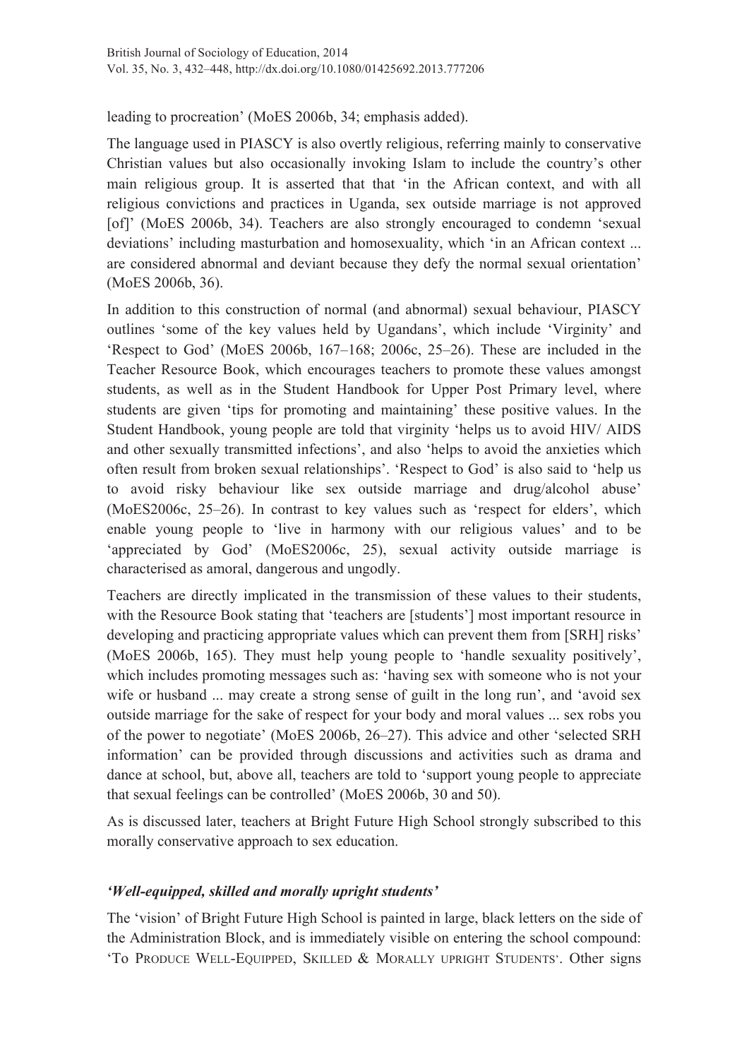leading to procreation' (MoES 2006b, 34; emphasis added).

The language used in PIASCY is also overtly religious, referring mainly to conservative Christian values but also occasionally invoking Islam to include the country's other main religious group. It is asserted that that 'in the African context, and with all religious convictions and practices in Uganda, sex outside marriage is not approved [of]' (MoES 2006b, 34). Teachers are also strongly encouraged to condemn 'sexual deviations' including masturbation and homosexuality, which 'in an African context ... are considered abnormal and deviant because they defy the normal sexual orientation' (MoES 2006b, 36).

In addition to this construction of normal (and abnormal) sexual behaviour, PIASCY outlines 'some of the key values held by Ugandans', which include 'Virginity' and 'Respect to God' (MoES 2006b, 167–168; 2006c, 25–26). These are included in the Teacher Resource Book, which encourages teachers to promote these values amongst students, as well as in the Student Handbook for Upper Post Primary level, where students are given 'tips for promoting and maintaining' these positive values. In the Student Handbook, young people are told that virginity 'helps us to avoid HIV/ AIDS and other sexually transmitted infections', and also 'helps to avoid the anxieties which often result from broken sexual relationships'. 'Respect to God' is also said to 'help us to avoid risky behaviour like sex outside marriage and drug/alcohol abuse' (MoES2006c, 25–26). In contrast to key values such as 'respect for elders', which enable young people to 'live in harmony with our religious values' and to be 'appreciated by God' (MoES2006c, 25), sexual activity outside marriage is characterised as amoral, dangerous and ungodly.

Teachers are directly implicated in the transmission of these values to their students, with the Resource Book stating that 'teachers are [students'] most important resource in developing and practicing appropriate values which can prevent them from [SRH] risks' (MoES 2006b, 165). They must help young people to 'handle sexuality positively', which includes promoting messages such as: 'having sex with someone who is not your wife or husband ... may create a strong sense of guilt in the long run', and 'avoid sex outside marriage for the sake of respect for your body and moral values ... sex robs you of the power to negotiate' (MoES 2006b, 26–27). This advice and other 'selected SRH information' can be provided through discussions and activities such as drama and dance at school, but, above all, teachers are told to 'support young people to appreciate that sexual feelings can be controlled' (MoES 2006b, 30 and 50).

As is discussed later, teachers at Bright Future High School strongly subscribed to this morally conservative approach to sex education.

### *'Well-equipped, skilled and morally upright students'*

The 'vision' of Bright Future High School is painted in large, black letters on the side of the Administration Block, and is immediately visible on entering the school compound: 'TO PRODUCE WELL-EQUIPPED, SKILLED & MORALLY UPRIGHT STUDENTS'. Other signs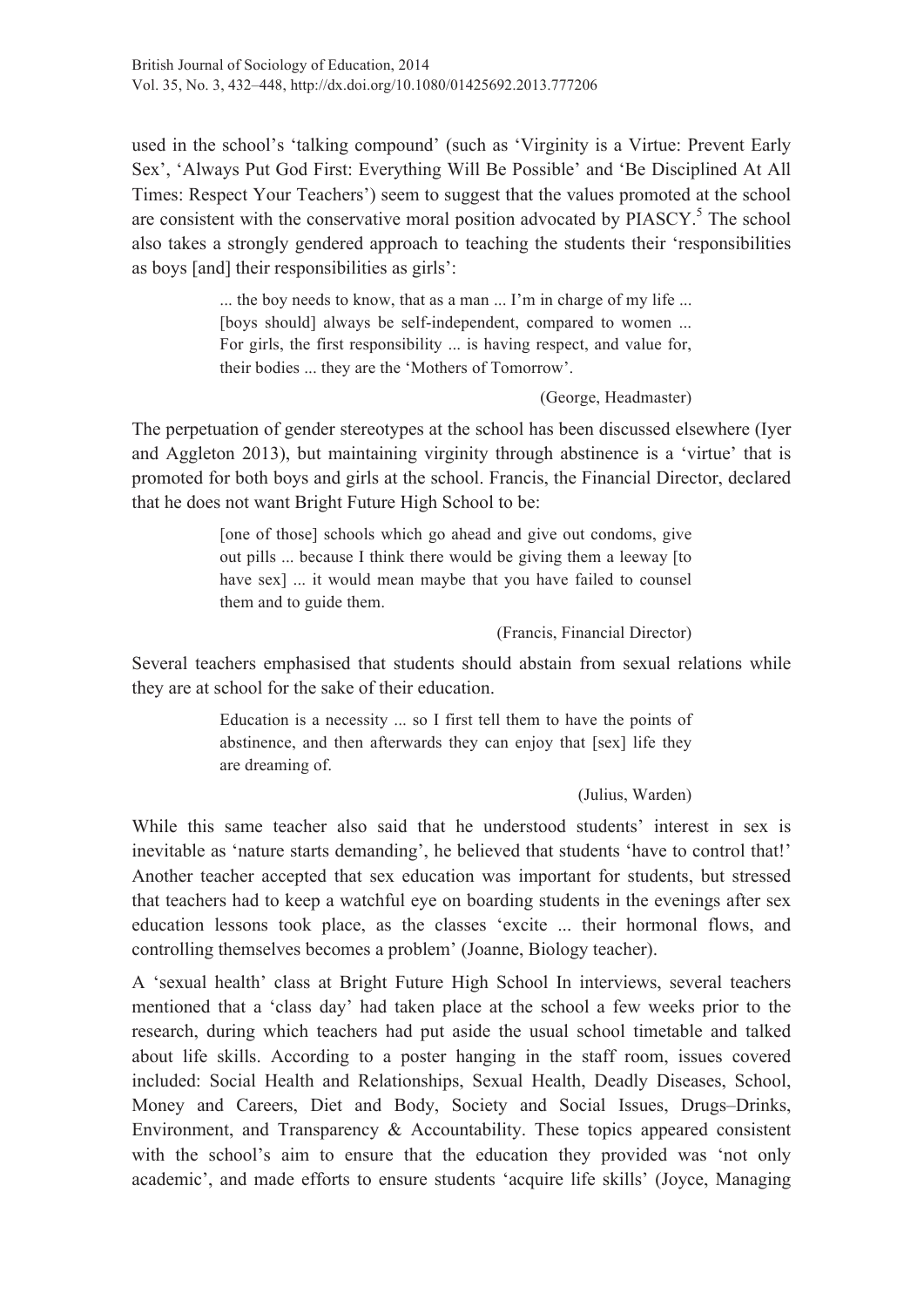used in the school's 'talking compound' (such as 'Virginity is a Virtue: Prevent Early Sex', 'Always Put God First: Everything Will Be Possible' and 'Be Disciplined At All Times: Respect Your Teachers') seem to suggest that the values promoted at the school are consistent with the conservative moral position advocated by PIASCY.[5] The school also takes a strongly gendered approach to teaching the students their 'responsibilities as boys [and] their responsibilities as girls':

> ... the boy needs to know, that as a man ... I'm in charge of my life ... [boys should] always be self-independent, compared to women ... For girls, the first responsibility ... is having respect, and value for, their bodies ... they are the 'Mothers of Tomorrow'.
>
> (George, Headmaster)

The perpetuation of gender stereotypes at the school has been discussed elsewhere (Iyer and Aggleton 2013), but maintaining virginity through abstinence is a 'virtue' that is promoted for both boys and girls at the school. Francis, the Financial Director, declared that he does not want Bright Future High School to be:

> [one of those] schools which go ahead and give out condoms, give out pills ... because I think there would be giving them a leeway [to have sex] ... it would mean maybe that you have failed to counsel them and to guide them.
>
> (Francis, Financial Director)

Several teachers emphasised that students should abstain from sexual relations while they are at school for the sake of their education.

> Education is a necessity ... so I first tell them to have the points of abstinence, and then afterwards they can enjoy that [sex] life they are dreaming of.
>
> (Julius, Warden)

While this same teacher also said that he understood students' interest in sex is inevitable as 'nature starts demanding', he believed that students 'have to control that!' Another teacher accepted that sex education was important for students, but stressed that teachers had to keep a watchful eye on boarding students in the evenings after sex education lessons took place, as the classes 'excite ... their hormonal flows, and controlling themselves becomes a problem' (Joanne, Biology teacher).

A 'sexual health' class at Bright Future High School In interviews, several teachers mentioned that a 'class day' had taken place at the school a few weeks prior to the research, during which teachers had put aside the usual school timetable and talked about life skills. According to a poster hanging in the staff room, issues covered included: Social Health and Relationships, Sexual Health, Deadly Diseases, School, Money and Careers, Diet and Body, Society and Social Issues, Drugs–Drinks, Environment, and Transparency & Accountability. These topics appeared consistent with the school's aim to ensure that the education they provided was 'not only academic', and made efforts to ensure students 'acquire life skills' (Joyce, Managing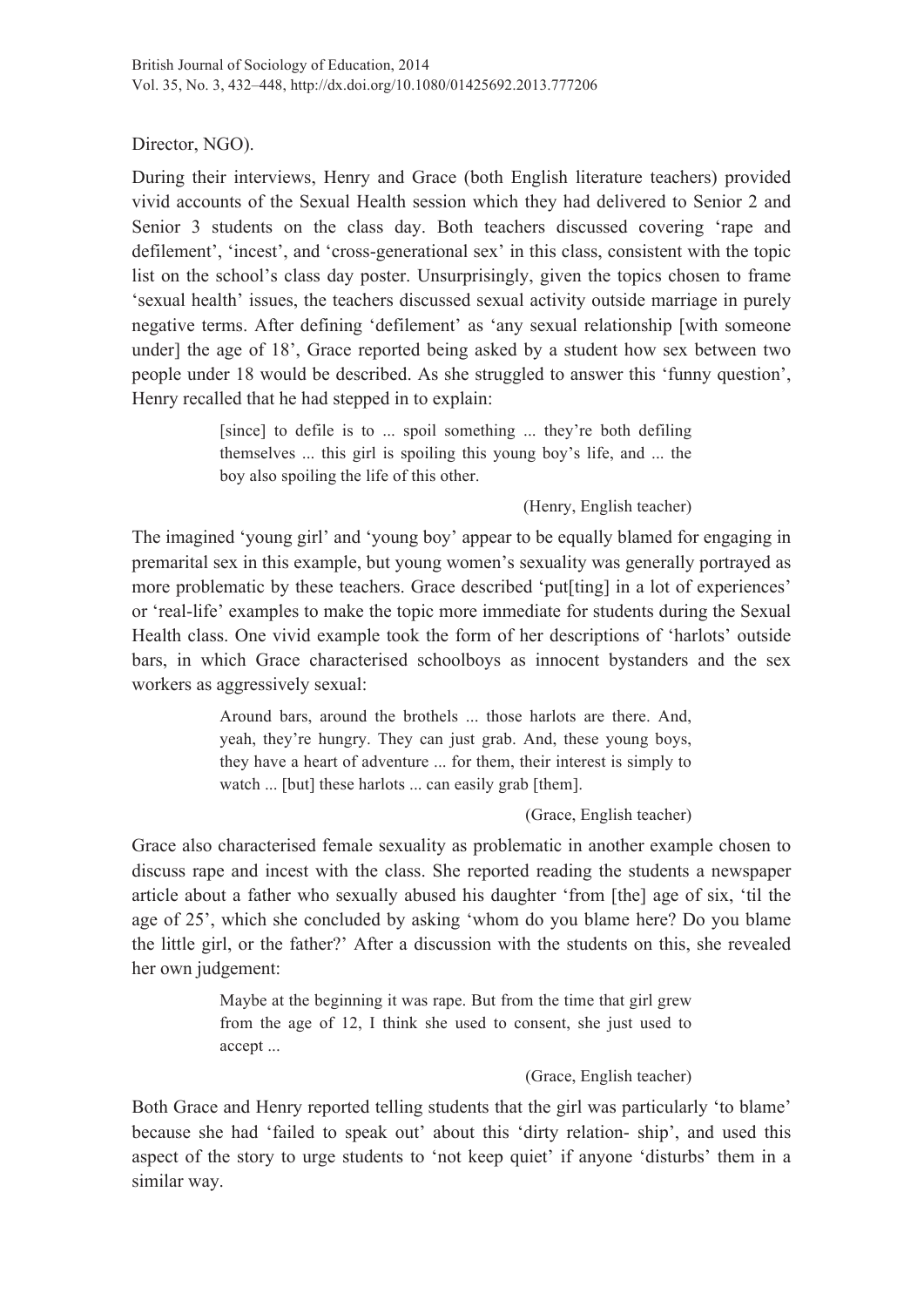Director, NGO).

During their interviews, Henry and Grace (both English literature teachers) provided vivid accounts of the Sexual Health session which they had delivered to Senior 2 and Senior 3 students on the class day. Both teachers discussed covering 'rape and defilement', 'incest', and 'cross-generational sex' in this class, consistent with the topic list on the school's class day poster. Unsurprisingly, given the topics chosen to frame 'sexual health' issues, the teachers discussed sexual activity outside marriage in purely negative terms. After defining 'defilement' as 'any sexual relationship [with someone under] the age of 18', Grace reported being asked by a student how sex between two people under 18 would be described. As she struggled to answer this 'funny question', Henry recalled that he had stepped in to explain:

> [since] to defile is to ... spoil something ... they're both defiling themselves ... this girl is spoiling this young boy's life, and ... the boy also spoiling the life of this other.
>
> (Henry, English teacher)

The imagined 'young girl' and 'young boy' appear to be equally blamed for engaging in premarital sex in this example, but young women's sexuality was generally portrayed as more problematic by these teachers. Grace described 'put[ting] in a lot of experiences' or 'real-life' examples to make the topic more immediate for students during the Sexual Health class. One vivid example took the form of her descriptions of 'harlots' outside bars, in which Grace characterised schoolboys as innocent bystanders and the sex workers as aggressively sexual:

> Around bars, around the brothels ... those harlots are there. And, yeah, they're hungry. They can just grab. And, these young boys, they have a heart of adventure ... for them, their interest is simply to watch ... [but] these harlots ... can easily grab [them].
>
> (Grace, English teacher)

Grace also characterised female sexuality as problematic in another example chosen to discuss rape and incest with the class. She reported reading the students a newspaper article about a father who sexually abused his daughter 'from [the] age of six, 'til the age of 25', which she concluded by asking 'whom do you blame here? Do you blame the little girl, or the father?' After a discussion with the students on this, she revealed her own judgement:

> Maybe at the beginning it was rape. But from the time that girl grew from the age of 12, I think she used to consent, she just used to accept ...
>
> (Grace, English teacher)

Both Grace and Henry reported telling students that the girl was particularly 'to blame' because she had 'failed to speak out' about this 'dirty relation- ship', and used this aspect of the story to urge students to 'not keep quiet' if anyone 'disturbs' them in a similar way.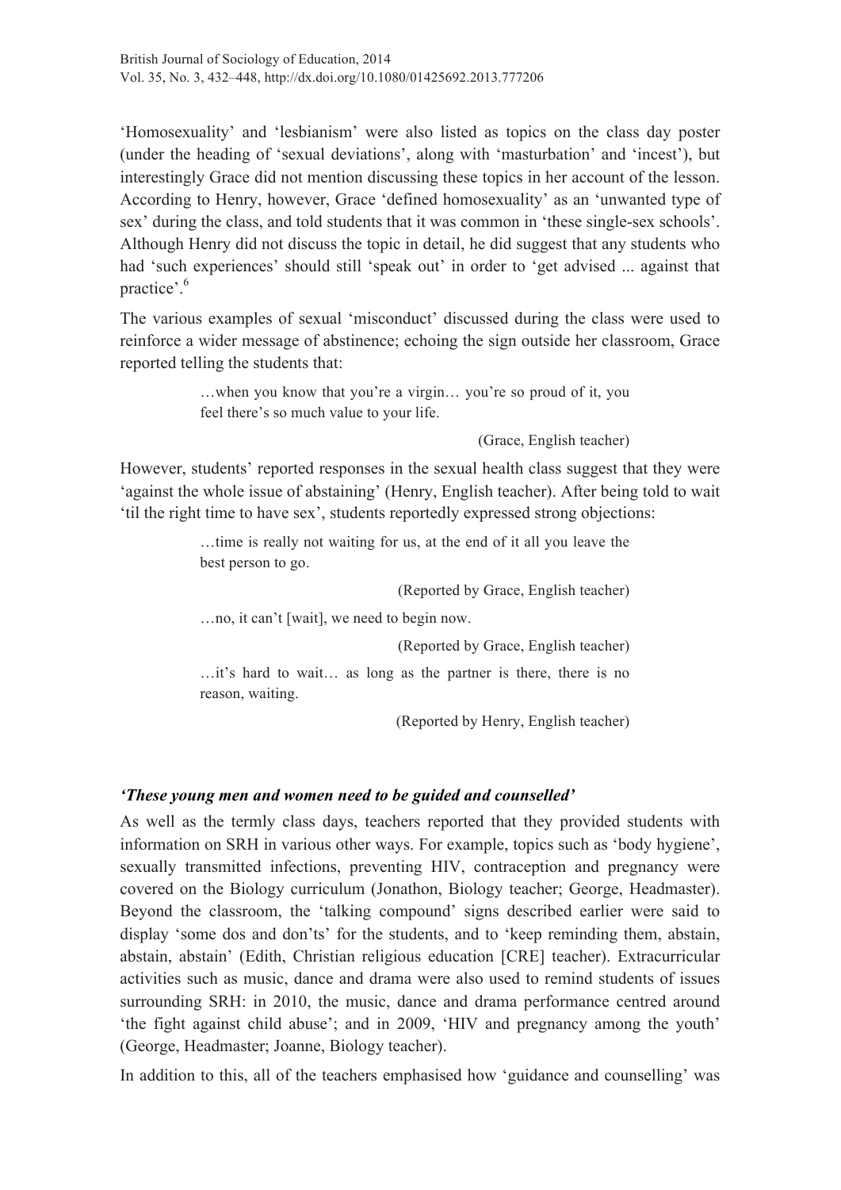'Homosexuality' and 'lesbianism' were also listed as topics on the class day poster (under the heading of 'sexual deviations', along with 'masturbation' and 'incest'), but interestingly Grace did not mention discussing these topics in her account of the lesson. According to Henry, however, Grace 'defined homosexuality' as an 'unwanted type of sex' during the class, and told students that it was common in 'these single-sex schools'. Although Henry did not discuss the topic in detail, he did suggest that any students who had 'such experiences' should still 'speak out' in order to 'get advised ... against that practice'.[6]

The various examples of sexual 'misconduct' discussed during the class were used to reinforce a wider message of abstinence; echoing the sign outside her classroom, Grace reported telling the students that:

> …when you know that you're a virgin… you're so proud of it, you feel there's so much value to your life.
>
> (Grace, English teacher)

However, students' reported responses in the sexual health class suggest that they were 'against the whole issue of abstaining' (Henry, English teacher). After being told to wait 'til the right time to have sex', students reportedly expressed strong objections:

> …time is really not waiting for us, at the end of it all you leave the best person to go.
>
> (Reported by Grace, English teacher)
>
> …no, it can't [wait], we need to begin now.
>
> (Reported by Grace, English teacher)
>
> …it's hard to wait… as long as the partner is there, there is no reason, waiting.
>
> (Reported by Henry, English teacher)

### *'These young men and women need to be guided and counselled'*

As well as the termly class days, teachers reported that they provided students with information on SRH in various other ways. For example, topics such as 'body hygiene', sexually transmitted infections, preventing HIV, contraception and pregnancy were covered on the Biology curriculum (Jonathon, Biology teacher; George, Headmaster). Beyond the classroom, the 'talking compound' signs described earlier were said to display 'some dos and don'ts' for the students, and to 'keep reminding them, abstain, abstain, abstain' (Edith, Christian religious education [CRE] teacher). Extracurricular activities such as music, dance and drama were also used to remind students of issues surrounding SRH: in 2010, the music, dance and drama performance centred around 'the fight against child abuse'; and in 2009, 'HIV and pregnancy among the youth' (George, Headmaster; Joanne, Biology teacher).

In addition to this, all of the teachers emphasised how 'guidance and counselling' was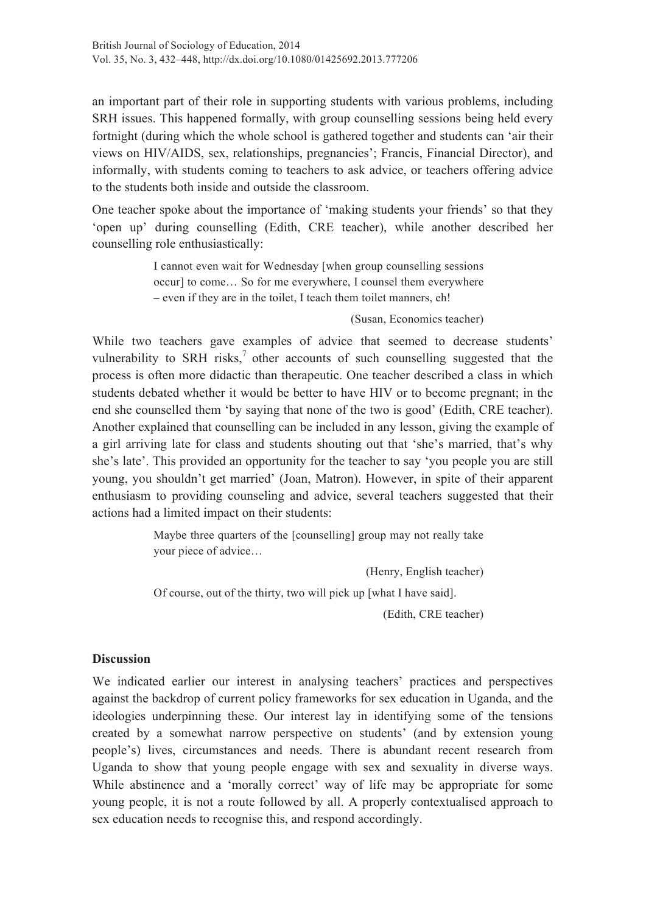an important part of their role in supporting students with various problems, including SRH issues. This happened formally, with group counselling sessions being held every fortnight (during which the whole school is gathered together and students can 'air their views on HIV/AIDS, sex, relationships, pregnancies'; Francis, Financial Director), and informally, with students coming to teachers to ask advice, or teachers offering advice to the students both inside and outside the classroom.

One teacher spoke about the importance of 'making students your friends' so that they 'open up' during counselling (Edith, CRE teacher), while another described her counselling role enthusiastically:

> I cannot even wait for Wednesday [when group counselling sessions occur] to come… So for me everywhere, I counsel them everywhere – even if they are in the toilet, I teach them toilet manners, eh!
>
> (Susan, Economics teacher)

While two teachers gave examples of advice that seemed to decrease students' vulnerability to SRH risks,[7] other accounts of such counselling suggested that the process is often more didactic than therapeutic. One teacher described a class in which students debated whether it would be better to have HIV or to become pregnant; in the end she counselled them 'by saying that none of the two is good' (Edith, CRE teacher). Another explained that counselling can be included in any lesson, giving the example of a girl arriving late for class and students shouting out that 'she's married, that's why she's late'. This provided an opportunity for the teacher to say 'you people you are still young, you shouldn't get married' (Joan, Matron). However, in spite of their apparent enthusiasm to providing counseling and advice, several teachers suggested that their actions had a limited impact on their students:

> Maybe three quarters of the [counselling] group may not really take your piece of advice…
>
> (Henry, English teacher)

> Of course, out of the thirty, two will pick up [what I have said].
>
> (Edith, CRE teacher)

## Discussion

We indicated earlier our interest in analysing teachers' practices and perspectives against the backdrop of current policy frameworks for sex education in Uganda, and the ideologies underpinning these. Our interest lay in identifying some of the tensions created by a somewhat narrow perspective on students' (and by extension young people's) lives, circumstances and needs. There is abundant recent research from Uganda to show that young people engage with sex and sexuality in diverse ways. While abstinence and a 'morally correct' way of life may be appropriate for some young people, it is not a route followed by all. A properly contextualised approach to sex education needs to recognise this, and respond accordingly.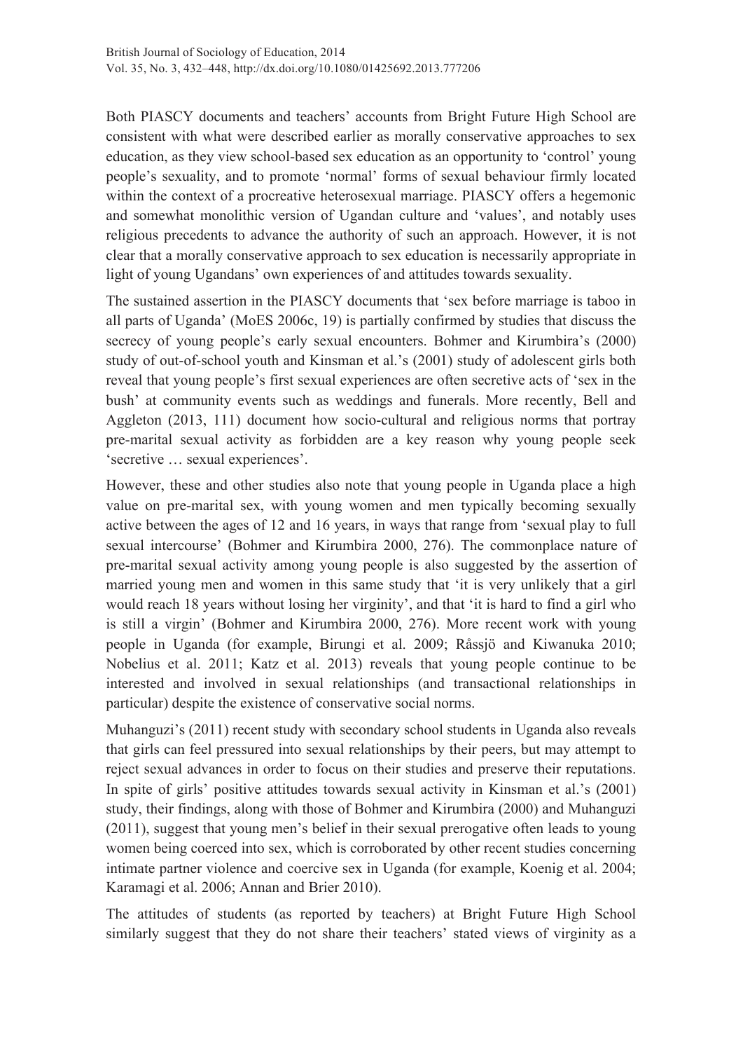Both PIASCY documents and teachers' accounts from Bright Future High School are consistent with what were described earlier as morally conservative approaches to sex education, as they view school-based sex education as an opportunity to 'control' young people's sexuality, and to promote 'normal' forms of sexual behaviour firmly located within the context of a procreative heterosexual marriage. PIASCY offers a hegemonic and somewhat monolithic version of Ugandan culture and 'values', and notably uses religious precedents to advance the authority of such an approach. However, it is not clear that a morally conservative approach to sex education is necessarily appropriate in light of young Ugandans' own experiences of and attitudes towards sexuality.

The sustained assertion in the PIASCY documents that 'sex before marriage is taboo in all parts of Uganda' (MoES 2006c, 19) is partially confirmed by studies that discuss the secrecy of young people's early sexual encounters. Bohmer and Kirumbira's (2000) study of out-of-school youth and Kinsman et al.'s (2001) study of adolescent girls both reveal that young people's first sexual experiences are often secretive acts of 'sex in the bush' at community events such as weddings and funerals. More recently, Bell and Aggleton (2013, 111) document how socio-cultural and religious norms that portray pre-marital sexual activity as forbidden are a key reason why young people seek 'secretive … sexual experiences'.

However, these and other studies also note that young people in Uganda place a high value on pre-marital sex, with young women and men typically becoming sexually active between the ages of 12 and 16 years, in ways that range from 'sexual play to full sexual intercourse' (Bohmer and Kirumbira 2000, 276). The commonplace nature of pre-marital sexual activity among young people is also suggested by the assertion of married young men and women in this same study that 'it is very unlikely that a girl would reach 18 years without losing her virginity', and that 'it is hard to find a girl who is still a virgin' (Bohmer and Kirumbira 2000, 276). More recent work with young people in Uganda (for example, Birungi et al. 2009; Råssjö and Kiwanuka 2010; Nobelius et al. 2011; Katz et al. 2013) reveals that young people continue to be interested and involved in sexual relationships (and transactional relationships in particular) despite the existence of conservative social norms.

Muhanguzi's (2011) recent study with secondary school students in Uganda also reveals that girls can feel pressured into sexual relationships by their peers, but may attempt to reject sexual advances in order to focus on their studies and preserve their reputations. In spite of girls' positive attitudes towards sexual activity in Kinsman et al.'s (2001) study, their findings, along with those of Bohmer and Kirumbira (2000) and Muhanguzi (2011), suggest that young men's belief in their sexual prerogative often leads to young women being coerced into sex, which is corroborated by other recent studies concerning intimate partner violence and coercive sex in Uganda (for example, Koenig et al. 2004; Karamagi et al. 2006; Annan and Brier 2010).

The attitudes of students (as reported by teachers) at Bright Future High School similarly suggest that they do not share their teachers' stated views of virginity as a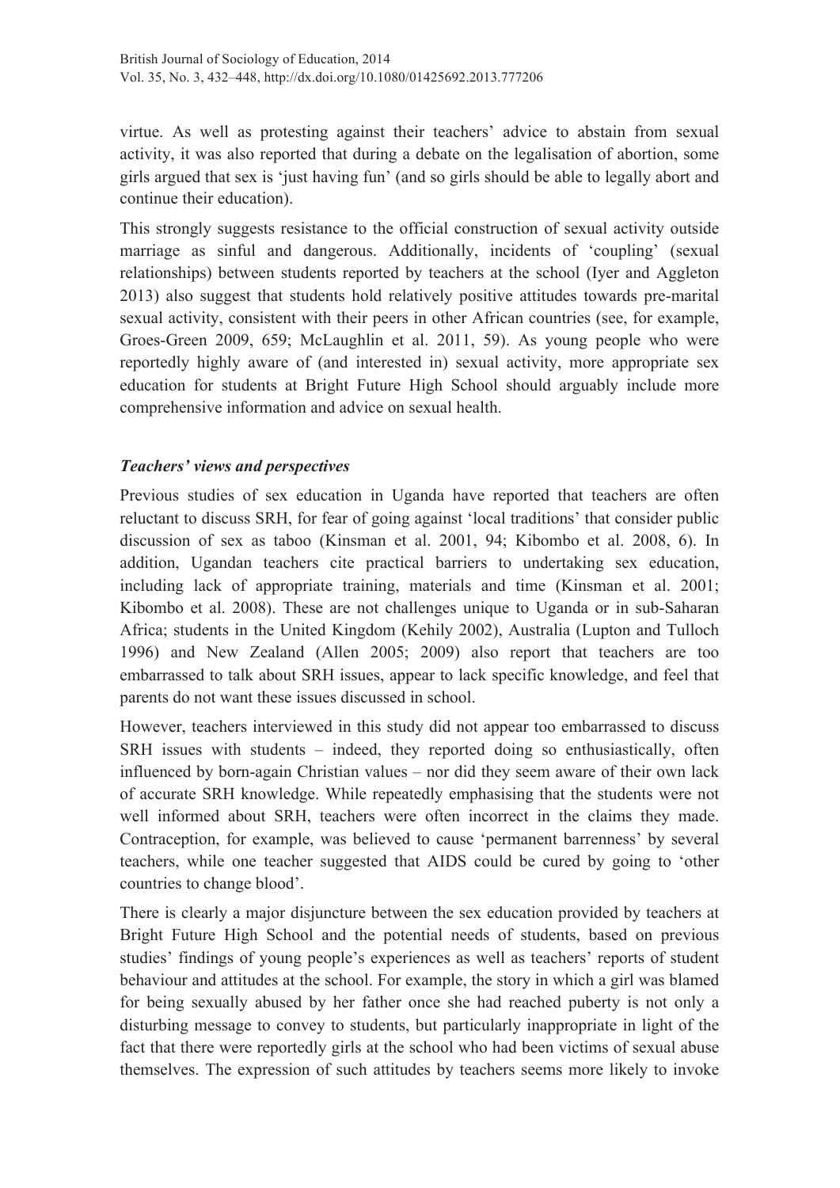virtue. As well as protesting against their teachers' advice to abstain from sexual activity, it was also reported that during a debate on the legalisation of abortion, some girls argued that sex is 'just having fun' (and so girls should be able to legally abort and continue their education).

This strongly suggests resistance to the official construction of sexual activity outside marriage as sinful and dangerous. Additionally, incidents of 'coupling' (sexual relationships) between students reported by teachers at the school (Iyer and Aggleton 2013) also suggest that students hold relatively positive attitudes towards pre-marital sexual activity, consistent with their peers in other African countries (see, for example, Groes-Green 2009, 659; McLaughlin et al. 2011, 59). As young people who were reportedly highly aware of (and interested in) sexual activity, more appropriate sex education for students at Bright Future High School should arguably include more comprehensive information and advice on sexual health.

### *Teachers' views and perspectives*

Previous studies of sex education in Uganda have reported that teachers are often reluctant to discuss SRH, for fear of going against 'local traditions' that consider public discussion of sex as taboo (Kinsman et al. 2001, 94; Kibombo et al. 2008, 6). In addition, Ugandan teachers cite practical barriers to undertaking sex education, including lack of appropriate training, materials and time (Kinsman et al. 2001; Kibombo et al. 2008). These are not challenges unique to Uganda or in sub-Saharan Africa; students in the United Kingdom (Kehily 2002), Australia (Lupton and Tulloch 1996) and New Zealand (Allen 2005; 2009) also report that teachers are too embarrassed to talk about SRH issues, appear to lack specific knowledge, and feel that parents do not want these issues discussed in school.

However, teachers interviewed in this study did not appear too embarrassed to discuss SRH issues with students – indeed, they reported doing so enthusiastically, often influenced by born-again Christian values – nor did they seem aware of their own lack of accurate SRH knowledge. While repeatedly emphasising that the students were not well informed about SRH, teachers were often incorrect in the claims they made. Contraception, for example, was believed to cause 'permanent barrenness' by several teachers, while one teacher suggested that AIDS could be cured by going to 'other countries to change blood'.

There is clearly a major disjuncture between the sex education provided by teachers at Bright Future High School and the potential needs of students, based on previous studies' findings of young people's experiences as well as teachers' reports of student behaviour and attitudes at the school. For example, the story in which a girl was blamed for being sexually abused by her father once she had reached puberty is not only a disturbing message to convey to students, but particularly inappropriate in light of the fact that there were reportedly girls at the school who had been victims of sexual abuse themselves. The expression of such attitudes by teachers seems more likely to invoke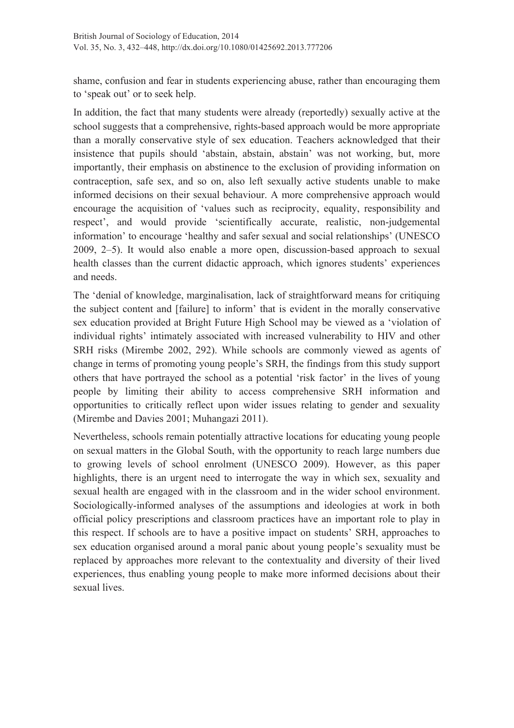shame, confusion and fear in students experiencing abuse, rather than encouraging them to 'speak out' or to seek help.

In addition, the fact that many students were already (reportedly) sexually active at the school suggests that a comprehensive, rights-based approach would be more appropriate than a morally conservative style of sex education. Teachers acknowledged that their insistence that pupils should 'abstain, abstain, abstain' was not working, but, more importantly, their emphasis on abstinence to the exclusion of providing information on contraception, safe sex, and so on, also left sexually active students unable to make informed decisions on their sexual behaviour. A more comprehensive approach would encourage the acquisition of 'values such as reciprocity, equality, responsibility and respect', and would provide 'scientifically accurate, realistic, non-judgemental information' to encourage 'healthy and safer sexual and social relationships' (UNESCO 2009, 2–5). It would also enable a more open, discussion-based approach to sexual health classes than the current didactic approach, which ignores students' experiences and needs.

The 'denial of knowledge, marginalisation, lack of straightforward means for critiquing the subject content and [failure] to inform' that is evident in the morally conservative sex education provided at Bright Future High School may be viewed as a 'violation of individual rights' intimately associated with increased vulnerability to HIV and other SRH risks (Mirembe 2002, 292). While schools are commonly viewed as agents of change in terms of promoting young people's SRH, the findings from this study support others that have portrayed the school as a potential 'risk factor' in the lives of young people by limiting their ability to access comprehensive SRH information and opportunities to critically reflect upon wider issues relating to gender and sexuality (Mirembe and Davies 2001; Muhangazi 2011).

Nevertheless, schools remain potentially attractive locations for educating young people on sexual matters in the Global South, with the opportunity to reach large numbers due to growing levels of school enrolment (UNESCO 2009). However, as this paper highlights, there is an urgent need to interrogate the way in which sex, sexuality and sexual health are engaged with in the classroom and in the wider school environment. Sociologically-informed analyses of the assumptions and ideologies at work in both official policy prescriptions and classroom practices have an important role to play in this respect. If schools are to have a positive impact on students' SRH, approaches to sex education organised around a moral panic about young people's sexuality must be replaced by approaches more relevant to the contextuality and diversity of their lived experiences, thus enabling young people to make more informed decisions about their sexual lives.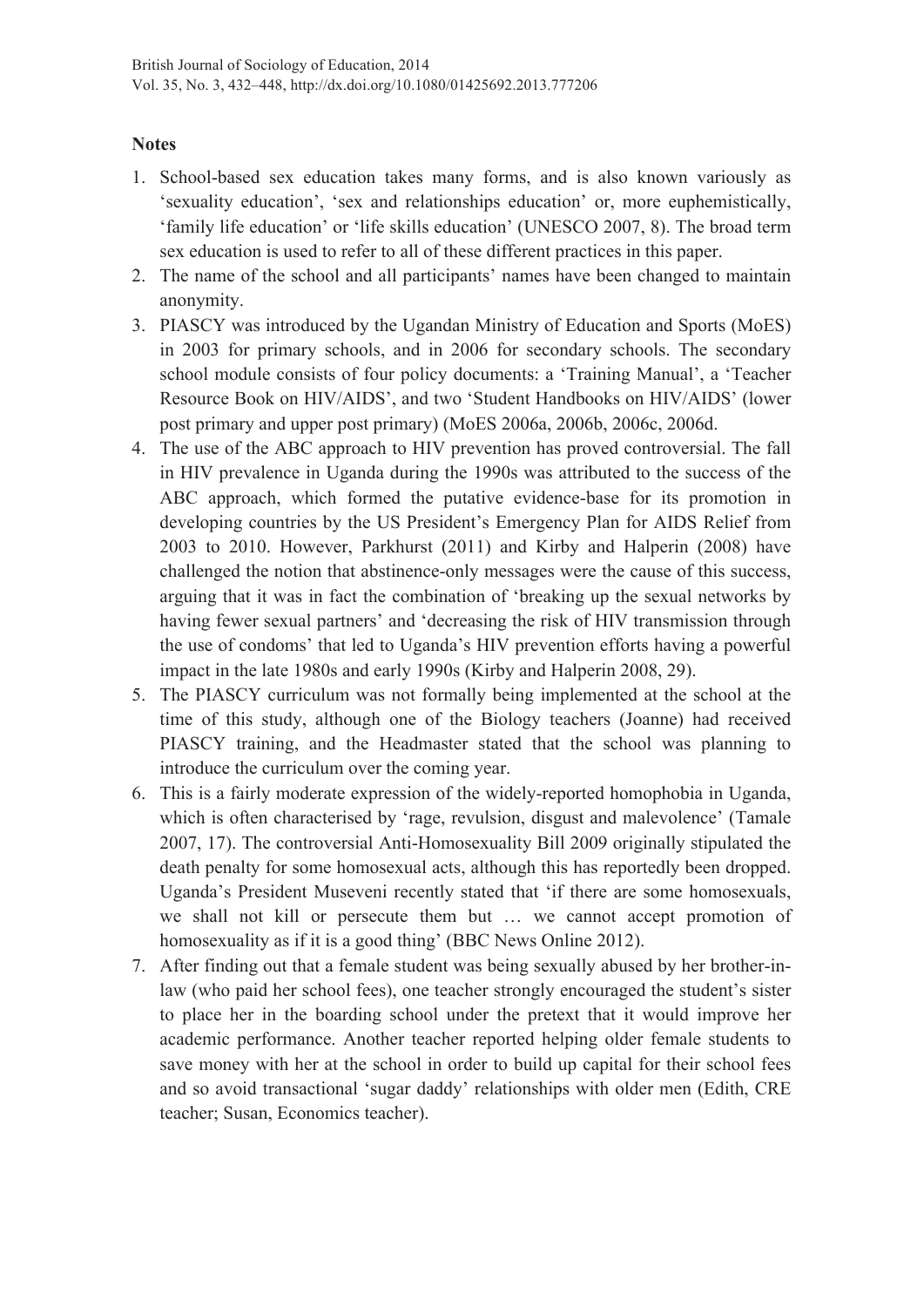## Notes

1. School-based sex education takes many forms, and is also known variously as 'sexuality education', 'sex and relationships education' or, more euphemistically, 'family life education' or 'life skills education' (UNESCO 2007, 8). The broad term sex education is used to refer to all of these different practices in this paper.
2. The name of the school and all participants' names have been changed to maintain anonymity.
3. PIASCY was introduced by the Ugandan Ministry of Education and Sports (MoES) in 2003 for primary schools, and in 2006 for secondary schools. The secondary school module consists of four policy documents: a 'Training Manual', a 'Teacher Resource Book on HIV/AIDS', and two 'Student Handbooks on HIV/AIDS' (lower post primary and upper post primary) (MoES 2006a, 2006b, 2006c, 2006d.
4. The use of the ABC approach to HIV prevention has proved controversial. The fall in HIV prevalence in Uganda during the 1990s was attributed to the success of the ABC approach, which formed the putative evidence-base for its promotion in developing countries by the US President's Emergency Plan for AIDS Relief from 2003 to 2010. However, Parkhurst (2011) and Kirby and Halperin (2008) have challenged the notion that abstinence-only messages were the cause of this success, arguing that it was in fact the combination of 'breaking up the sexual networks by having fewer sexual partners' and 'decreasing the risk of HIV transmission through the use of condoms' that led to Uganda's HIV prevention efforts having a powerful impact in the late 1980s and early 1990s (Kirby and Halperin 2008, 29).
5. The PIASCY curriculum was not formally being implemented at the school at the time of this study, although one of the Biology teachers (Joanne) had received PIASCY training, and the Headmaster stated that the school was planning to introduce the curriculum over the coming year.
6. This is a fairly moderate expression of the widely-reported homophobia in Uganda, which is often characterised by 'rage, revulsion, disgust and malevolence' (Tamale 2007, 17). The controversial Anti-Homosexuality Bill 2009 originally stipulated the death penalty for some homosexual acts, although this has reportedly been dropped. Uganda's President Museveni recently stated that 'if there are some homosexuals, we shall not kill or persecute them but … we cannot accept promotion of homosexuality as if it is a good thing' (BBC News Online 2012).
7. After finding out that a female student was being sexually abused by her brother-in-law (who paid her school fees), one teacher strongly encouraged the student's sister to place her in the boarding school under the pretext that it would improve her academic performance. Another teacher reported helping older female students to save money with her at the school in order to build up capital for their school fees and so avoid transactional 'sugar daddy' relationships with older men (Edith, CRE teacher; Susan, Economics teacher).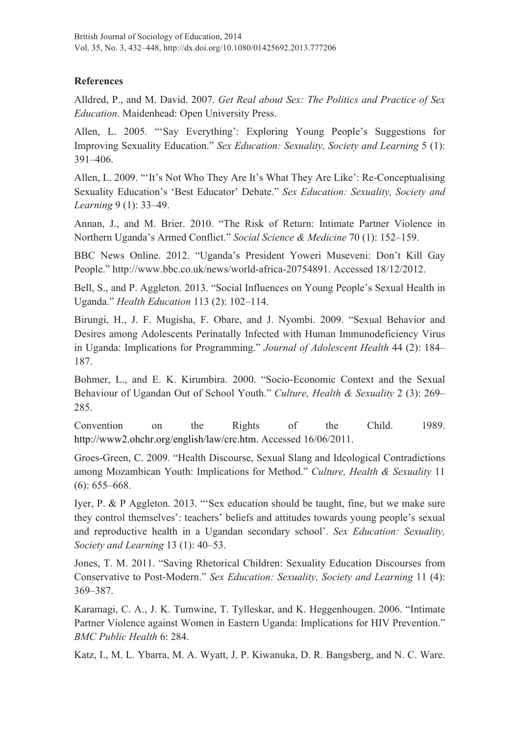## References

Alldred, P., and M. David. 2007. *Get Real about Sex: The Politics and Practice of Sex Education*. Maidenhead: Open University Press.

Allen, L. 2005. "'Say Everything': Exploring Young People's Suggestions for Improving Sexuality Education." *Sex Education: Sexuality, Society and Learning* 5 (1): 391–406.

Allen, L. 2009. "'It's Not Who They Are It's What They Are Like': Re-Conceptualising Sexuality Education's 'Best Educator' Debate." *Sex Education: Sexuality, Society and Learning* 9 (1): 33–49.

Annan, J., and M. Brier. 2010. "The Risk of Return: Intimate Partner Violence in Northern Uganda's Armed Conflict." *Social Science & Medicine* 70 (1): 152–159.

BBC News Online. 2012. "Uganda's President Yoweri Museveni: Don't Kill Gay People." http://www.bbc.co.uk/news/world-africa-20754891. Accessed 18/12/2012.

Bell, S., and P. Aggleton. 2013. "Social Influences on Young People's Sexual Health in Uganda." *Health Education* 113 (2): 102–114.

Birungi, H., J. F. Mugisha, F. Obare, and J. Nyombi. 2009. "Sexual Behavior and Desires among Adolescents Perinatally Infected with Human Immunodeficiency Virus in Uganda: Implications for Programming." *Journal of Adolescent Health* 44 (2): 184–187.

Bohmer, L., and E. K. Kirumbira. 2000. "Socio-Economic Context and the Sexual Behaviour of Ugandan Out of School Youth." *Culture, Health & Sexuality* 2 (3): 269–285.

Convention on the Rights of the Child. 1989. http://www2.ohchr.org/english/law/crc.htm. Accessed 16/06/2011.

Groes-Green, C. 2009. "Health Discourse, Sexual Slang and Ideological Contradictions among Mozambican Youth: Implications for Method." *Culture, Health & Sexuality* 11 (6): 655–668.

Iyer, P. & P Aggleton. 2013. "'Sex education should be taught, fine, but we make sure they control themselves': teachers' beliefs and attitudes towards young people's sexual and reproductive health in a Ugandan secondary school'. *Sex Education: Sexuality, Society and Learning* 13 (1): 40–53.

Jones, T. M. 2011. "Saving Rhetorical Children: Sexuality Education Discourses from Conservative to Post-Modern." *Sex Education: Sexuality, Society and Learning* 11 (4): 369–387.

Karamagi, C. A., J. K. Tumwine, T. Tylleskar, and K. Heggenhougen. 2006. "Intimate Partner Violence against Women in Eastern Uganda: Implications for HIV Prevention." *BMC Public Health* 6: 284.

Katz, I., M. L. Ybarra, M. A. Wyatt, J. P. Kiwanuka, D. R. Bangsberg, and N. C. Ware.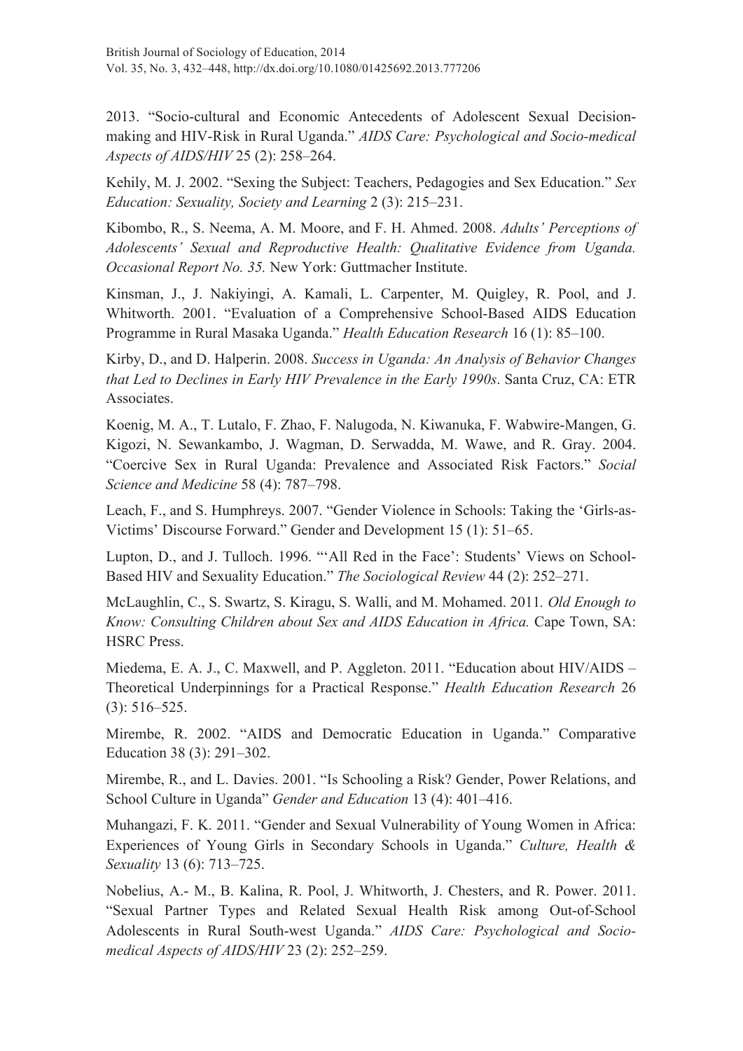2013. "Socio-cultural and Economic Antecedents of Adolescent Sexual Decision-making and HIV-Risk in Rural Uganda." *AIDS Care: Psychological and Socio-medical Aspects of AIDS/HIV* 25 (2): 258–264.

Kehily, M. J. 2002. "Sexing the Subject: Teachers, Pedagogies and Sex Education." *Sex Education: Sexuality, Society and Learning* 2 (3): 215–231.

Kibombo, R., S. Neema, A. M. Moore, and F. H. Ahmed. 2008. *Adults' Perceptions of Adolescents' Sexual and Reproductive Health: Qualitative Evidence from Uganda. Occasional Report No. 35.* New York: Guttmacher Institute.

Kinsman, J., J. Nakiyingi, A. Kamali, L. Carpenter, M. Quigley, R. Pool, and J. Whitworth. 2001. "Evaluation of a Comprehensive School-Based AIDS Education Programme in Rural Masaka Uganda." *Health Education Research* 16 (1): 85–100.

Kirby, D., and D. Halperin. 2008. *Success in Uganda: An Analysis of Behavior Changes that Led to Declines in Early HIV Prevalence in the Early 1990s*. Santa Cruz, CA: ETR Associates.

Koenig, M. A., T. Lutalo, F. Zhao, F. Nalugoda, N. Kiwanuka, F. Wabwire-Mangen, G. Kigozi, N. Sewankambo, J. Wagman, D. Serwadda, M. Wawe, and R. Gray. 2004. "Coercive Sex in Rural Uganda: Prevalence and Associated Risk Factors." *Social Science and Medicine* 58 (4): 787–798.

Leach, F., and S. Humphreys. 2007. "Gender Violence in Schools: Taking the 'Girls-as-Victims' Discourse Forward." Gender and Development 15 (1): 51–65.

Lupton, D., and J. Tulloch. 1996. "'All Red in the Face': Students' Views on School-Based HIV and Sexuality Education." *The Sociological Review* 44 (2): 252–271.

McLaughlin, C., S. Swartz, S. Kiragu, S. Walli, and M. Mohamed. 2011*. Old Enough to Know: Consulting Children about Sex and AIDS Education in Africa.* Cape Town, SA: HSRC Press.

Miedema, E. A. J., C. Maxwell, and P. Aggleton. 2011. "Education about HIV/AIDS – Theoretical Underpinnings for a Practical Response." *Health Education Research* 26 (3): 516–525.

Mirembe, R. 2002. "AIDS and Democratic Education in Uganda." Comparative Education 38 (3): 291–302.

Mirembe, R., and L. Davies. 2001. "Is Schooling a Risk? Gender, Power Relations, and School Culture in Uganda" *Gender and Education* 13 (4): 401–416.

Muhangazi, F. K. 2011. "Gender and Sexual Vulnerability of Young Women in Africa: Experiences of Young Girls in Secondary Schools in Uganda." *Culture, Health & Sexuality* 13 (6): 713–725.

Nobelius, A.- M., B. Kalina, R. Pool, J. Whitworth, J. Chesters, and R. Power. 2011. "Sexual Partner Types and Related Sexual Health Risk among Out-of-School Adolescents in Rural South-west Uganda." *AIDS Care: Psychological and Socio-medical Aspects of AIDS/HIV* 23 (2): 252–259.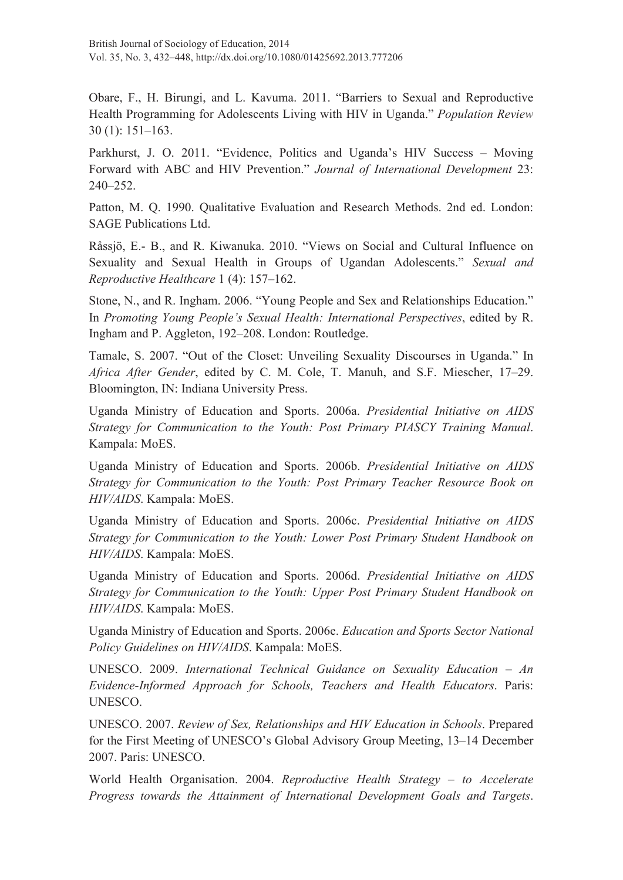Obare, F., H. Birungi, and L. Kavuma. 2011. "Barriers to Sexual and Reproductive Health Programming for Adolescents Living with HIV in Uganda." *Population Review* 30 (1): 151–163.

Parkhurst, J. O. 2011. "Evidence, Politics and Uganda's HIV Success – Moving Forward with ABC and HIV Prevention." *Journal of International Development* 23: 240–252.

Patton, M. Q. 1990. Qualitative Evaluation and Research Methods. 2nd ed. London: SAGE Publications Ltd.

Råssjö, E.- B., and R. Kiwanuka. 2010. "Views on Social and Cultural Influence on Sexuality and Sexual Health in Groups of Ugandan Adolescents." *Sexual and Reproductive Healthcare* 1 (4): 157–162.

Stone, N., and R. Ingham. 2006. "Young People and Sex and Relationships Education." In *Promoting Young People's Sexual Health: International Perspectives*, edited by R. Ingham and P. Aggleton, 192–208. London: Routledge.

Tamale, S. 2007. "Out of the Closet: Unveiling Sexuality Discourses in Uganda." In *Africa After Gender*, edited by C. M. Cole, T. Manuh, and S.F. Miescher, 17–29. Bloomington, IN: Indiana University Press.

Uganda Ministry of Education and Sports. 2006a. *Presidential Initiative on AIDS Strategy for Communication to the Youth: Post Primary PIASCY Training Manual*. Kampala: MoES.

Uganda Ministry of Education and Sports. 2006b. *Presidential Initiative on AIDS Strategy for Communication to the Youth: Post Primary Teacher Resource Book on HIV/AIDS*. Kampala: MoES.

Uganda Ministry of Education and Sports. 2006c. *Presidential Initiative on AIDS Strategy for Communication to the Youth: Lower Post Primary Student Handbook on HIV/AIDS*. Kampala: MoES.

Uganda Ministry of Education and Sports. 2006d. *Presidential Initiative on AIDS Strategy for Communication to the Youth: Upper Post Primary Student Handbook on HIV/AIDS*. Kampala: MoES.

Uganda Ministry of Education and Sports. 2006e. *Education and Sports Sector National Policy Guidelines on HIV/AIDS*. Kampala: MoES.

UNESCO. 2009. *International Technical Guidance on Sexuality Education – An Evidence-Informed Approach for Schools, Teachers and Health Educators*. Paris: UNESCO.

UNESCO. 2007. *Review of Sex, Relationships and HIV Education in Schools*. Prepared for the First Meeting of UNESCO's Global Advisory Group Meeting, 13–14 December 2007. Paris: UNESCO.

World Health Organisation. 2004. *Reproductive Health Strategy – to Accelerate Progress towards the Attainment of International Development Goals and Targets*.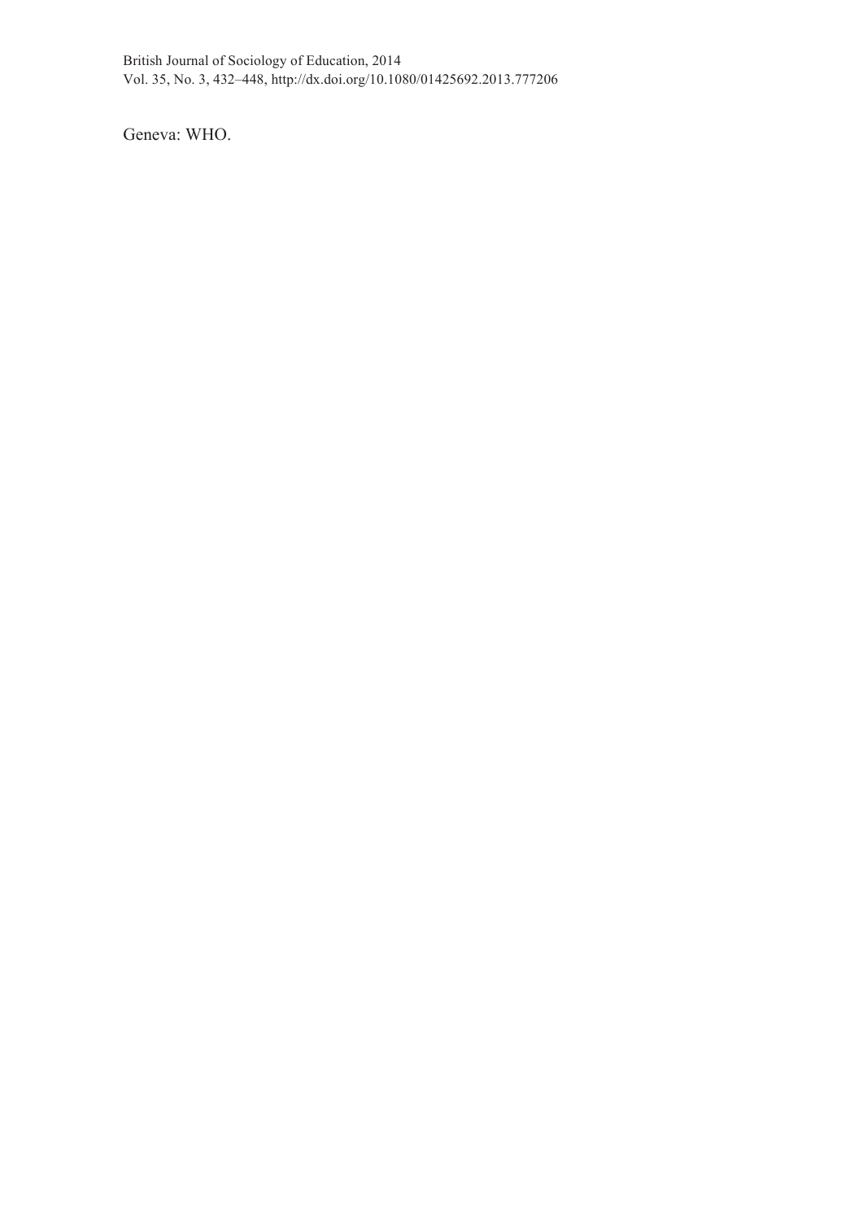Geneva: WHO.